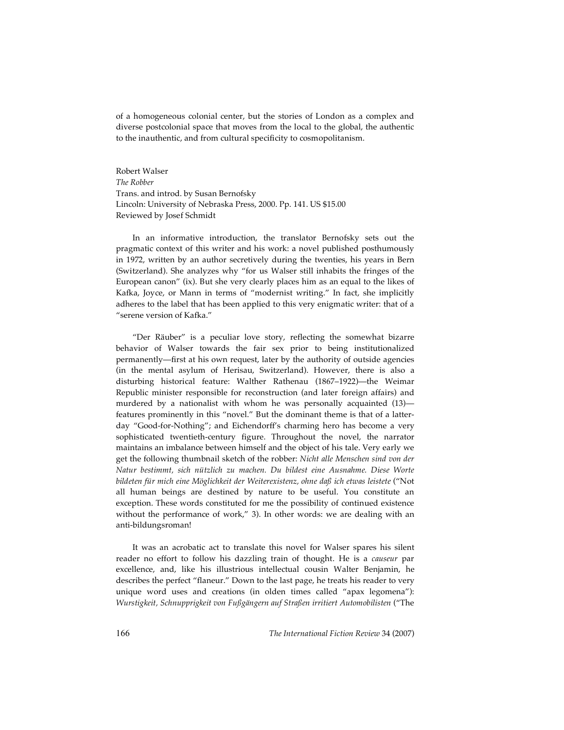of a homogeneous colonial center, but the stories of London as a complex and diverse postcolonial space that moves from the local to the global, the authentic to the inauthentic, and from cultural specificity to cosmopolitanism.

Robert Walser
*The Robber*
Trans. and introd. by Susan Bernofsky
Lincoln: University of Nebraska Press, 2000. Pp. 141. US $15.00
Reviewed by Josef Schmidt

In an informative introduction, the translator Bernofsky sets out the pragmatic context of this writer and his work: a novel published posthumously in 1972, written by an author secretively during the twenties, his years in Bern (Switzerland). She analyzes why "for us Walser still inhabits the fringes of the European canon" (ix). But she very clearly places him as an equal to the likes of Kafka, Joyce, or Mann in terms of "modernist writing." In fact, she implicitly adheres to the label that has been applied to this very enigmatic writer: that of a "serene version of Kafka."

"Der Räuber" is a peculiar love story, reflecting the somewhat bizarre behavior of Walser towards the fair sex prior to being institutionalized permanently—first at his own request, later by the authority of outside agencies (in the mental asylum of Herisau, Switzerland). However, there is also a disturbing historical feature: Walther Rathenau (1867–1922)—the Weimar Republic minister responsible for reconstruction (and later foreign affairs) and murdered by a nationalist with whom he was personally acquainted (13)—features prominently in this "novel." But the dominant theme is that of a latter-day "Good-for-Nothing"; and Eichendorff's charming hero has become a very sophisticated twentieth-century figure. Throughout the novel, the narrator maintains an imbalance between himself and the object of his tale. Very early we get the following thumbnail sketch of the robber: *Nicht alle Menschen sind von der Natur bestimmt, sich nützlich zu machen. Du bildest eine Ausnahme. Diese Worte bildeten für mich eine Möglichkeit der Weiterexistenz, ohne daß ich etwas leistete* ("Not all human beings are destined by nature to be useful. You constitute an exception. These words constituted for me the possibility of continued existence without the performance of work," 3). In other words: we are dealing with an anti-bildungsroman!

It was an acrobatic act to translate this novel for Walser spares his silent reader no effort to follow his dazzling train of thought. He is a *causeur* par excellence, and, like his illustrious intellectual cousin Walter Benjamin, he describes the perfect "flaneur." Down to the last page, he treats his reader to very unique word uses and creations (in olden times called "apax legomena"): *Wurstigkeit, Schnupprigkeit von Fußgängern auf Straßen irritiert Automobilisten* ("The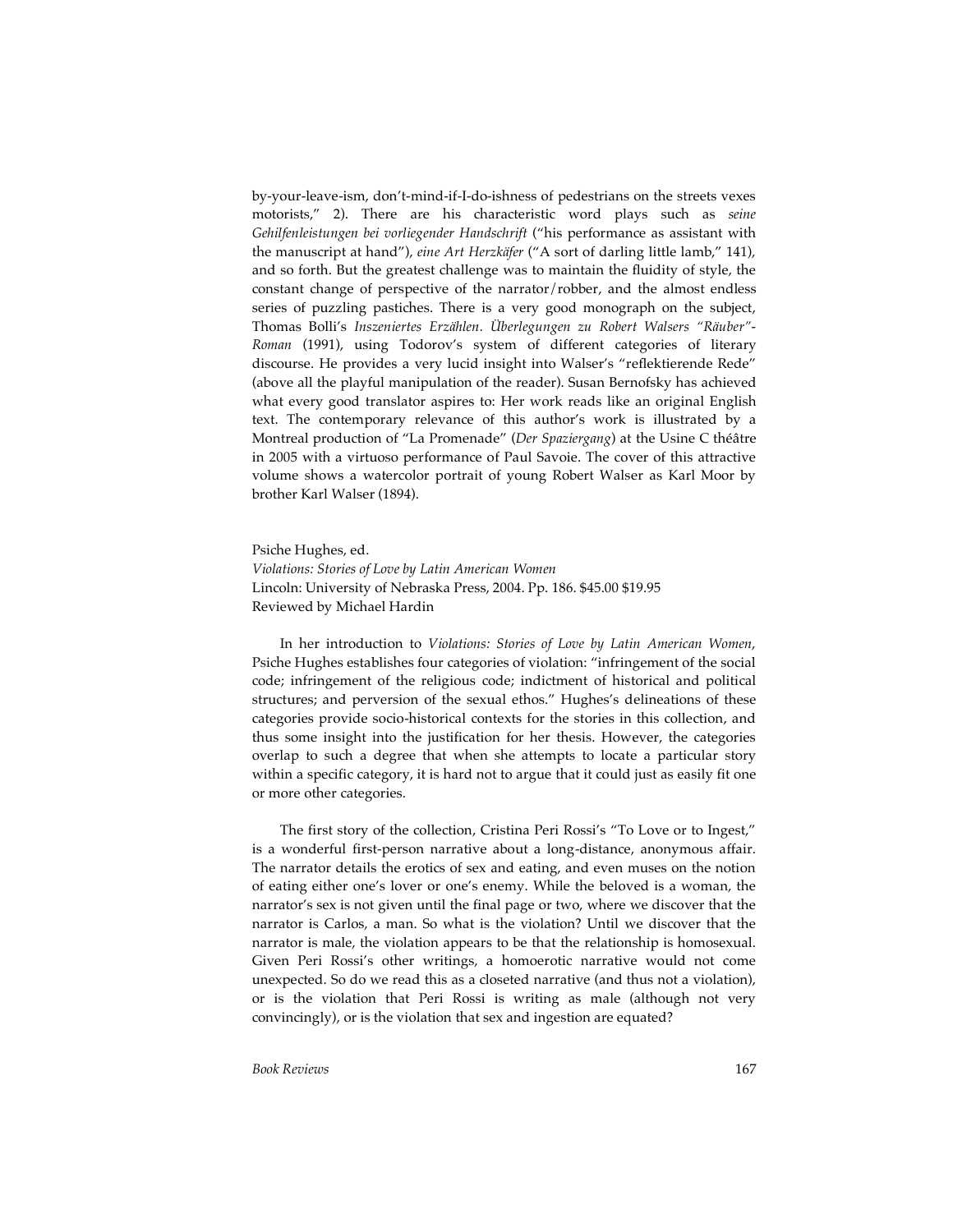by-your-leave-ism, don't-mind-if-I-do-ishness of pedestrians on the streets vexes motorists," 2). There are his characteristic word plays such as *seine Gehilfenleistungen bei vorliegender Handschrift* ("his performance as assistant with the manuscript at hand"), *eine Art Herzkäfer* ("A sort of darling little lamb," 141), and so forth. But the greatest challenge was to maintain the fluidity of style, the constant change of perspective of the narrator/robber, and the almost endless series of puzzling pastiches. There is a very good monograph on the subject, Thomas Bolli's *Inszeniertes Erzählen. Überlegungen zu Robert Walsers "Räuber"-Roman* (1991), using Todorov's system of different categories of literary discourse. He provides a very lucid insight into Walser's "reflektierende Rede" (above all the playful manipulation of the reader). Susan Bernofsky has achieved what every good translator aspires to: Her work reads like an original English text. The contemporary relevance of this author's work is illustrated by a Montreal production of "La Promenade" (*Der Spaziergang*) at the Usine C théâtre in 2005 with a virtuoso performance of Paul Savoie. The cover of this attractive volume shows a watercolor portrait of young Robert Walser as Karl Moor by brother Karl Walser (1894).

Psiche Hughes, ed.
*Violations: Stories of Love by Latin American Women*
Lincoln: University of Nebraska Press, 2004. Pp. 186. $45.00 $19.95
Reviewed by Michael Hardin

In her introduction to *Violations: Stories of Love by Latin American Women*, Psiche Hughes establishes four categories of violation: "infringement of the social code; infringement of the religious code; indictment of historical and political structures; and perversion of the sexual ethos." Hughes's delineations of these categories provide socio-historical contexts for the stories in this collection, and thus some insight into the justification for her thesis. However, the categories overlap to such a degree that when she attempts to locate a particular story within a specific category, it is hard not to argue that it could just as easily fit one or more other categories.

The first story of the collection, Cristina Peri Rossi's "To Love or to Ingest," is a wonderful first-person narrative about a long-distance, anonymous affair. The narrator details the erotics of sex and eating, and even muses on the notion of eating either one's lover or one's enemy. While the beloved is a woman, the narrator's sex is not given until the final page or two, where we discover that the narrator is Carlos, a man. So what is the violation? Until we discover that the narrator is male, the violation appears to be that the relationship is homosexual. Given Peri Rossi's other writings, a homoerotic narrative would not come unexpected. So do we read this as a closeted narrative (and thus not a violation), or is the violation that Peri Rossi is writing as male (although not very convincingly), or is the violation that sex and ingestion are equated?